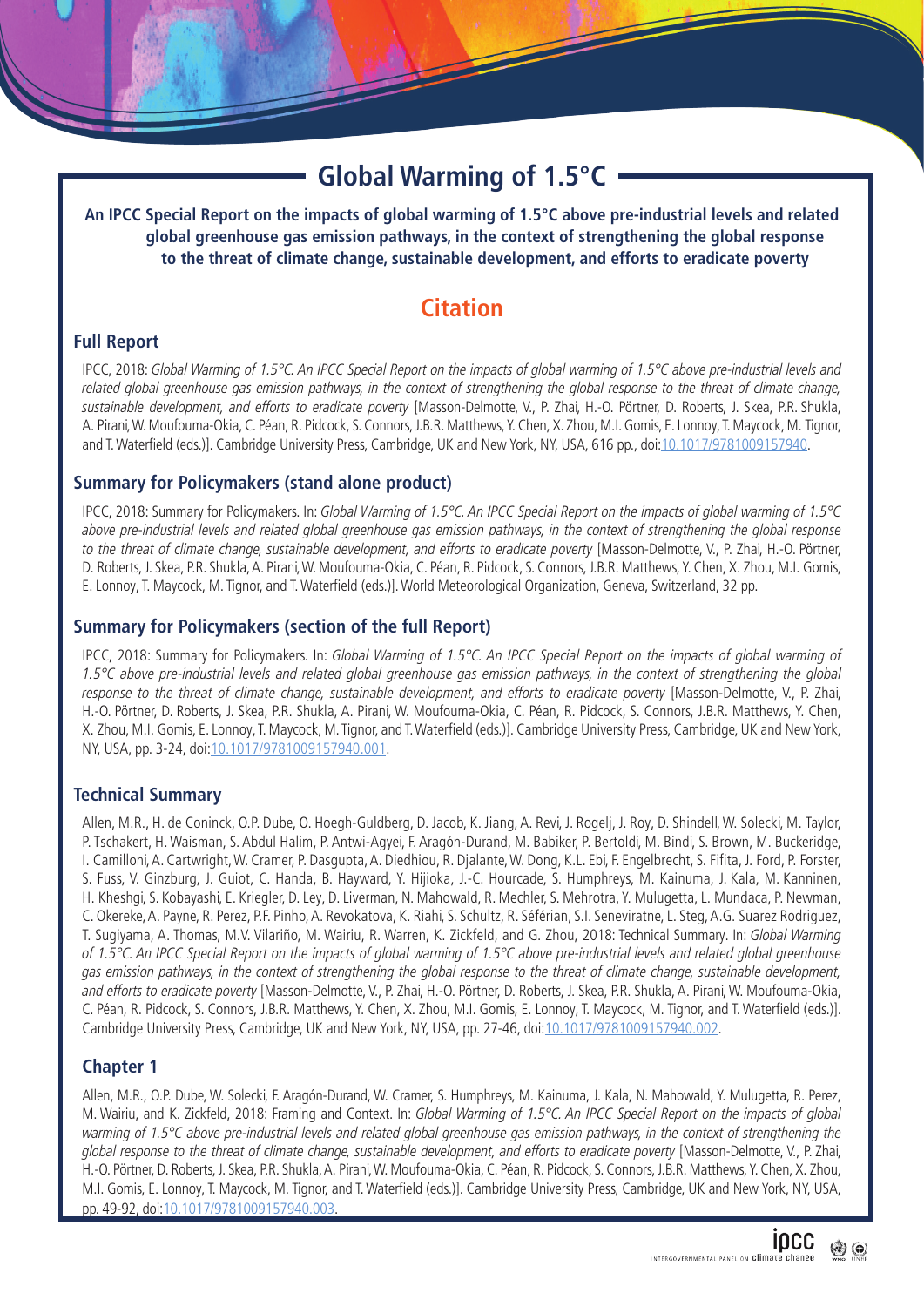# Global Warming of 1.5°C

**An IPCC Special Report on the impacts of global warming of 1.5°C above pre-industrial levels and related global greenhouse gas emission pathways, in the context of strengthening the global response to the threat of climate change, sustainable development, and efforts to eradicate poverty**

## Citation

### Full Report

IPCC, 2018: *Global Warming of 1.5°C. An IPCC Special Report on the impacts of global warming of 1.5°C above pre-industrial levels and related global greenhouse gas emission pathways, in the context of strengthening the global response to the threat of climate change, sustainable development, and efforts to eradicate poverty* [Masson-Delmotte, V., P. Zhai, H.-O. Pörtner, D. Roberts, J. Skea, P.R. Shukla, A. Pirani, W. Moufouma-Okia, C. Péan, R. Pidcock, S. Connors, J.B.R. Matthews, Y. Chen, X. Zhou, M.I. Gomis, E. Lonnoy, T. Maycock, M. Tignor, and T. Waterfield (eds.)]. Cambridge University Press, Cambridge, UK and New York, NY, USA, 616 pp., doi:10.1017/9781009157940.

### Summary for Policymakers (stand alone product)

IPCC, 2018: Summary for Policymakers. In: *Global Warming of 1.5°C. An IPCC Special Report on the impacts of global warming of 1.5°C above pre-industrial levels and related global greenhouse gas emission pathways, in the context of strengthening the global response to the threat of climate change, sustainable development, and efforts to eradicate poverty* [Masson-Delmotte, V., P. Zhai, H.-O. Pörtner, D. Roberts, J. Skea, P.R. Shukla, A. Pirani, W. Moufouma-Okia, C. Péan, R. Pidcock, S. Connors, J.B.R. Matthews, Y. Chen, X. Zhou, M.I. Gomis, E. Lonnoy, T. Maycock, M. Tignor, and T. Waterfield (eds.)]. World Meteorological Organization, Geneva, Switzerland, 32 pp.

### Summary for Policymakers (section of the full Report)

IPCC, 2018: Summary for Policymakers. In: *Global Warming of 1.5°C. An IPCC Special Report on the impacts of global warming of 1.5°C above pre-industrial levels and related global greenhouse gas emission pathways, in the context of strengthening the global response to the threat of climate change, sustainable development, and efforts to eradicate poverty* [Masson-Delmotte, V., P. Zhai, H.-O. Pörtner, D. Roberts, J. Skea, P.R. Shukla, A. Pirani, W. Moufouma-Okia, C. Péan, R. Pidcock, S. Connors, J.B.R. Matthews, Y. Chen, X. Zhou, M.I. Gomis, E. Lonnoy, T. Maycock, M. Tignor, and T. Waterfield (eds.)]. Cambridge University Press, Cambridge, UK and New York, NY, USA, pp. 3-24, doi:10.1017/9781009157940.001.

### Technical Summary

Allen, M.R., H. de Coninck, O.P. Dube, O. Hoegh-Guldberg, D. Jacob, K. Jiang, A. Revi, J. Rogelj, J. Roy, D. Shindell, W. Solecki, M. Taylor, P. Tschakert, H. Waisman, S. Abdul Halim, P. Antwi-Agyei, F. Aragón-Durand, M. Babiker, P. Bertoldi, M. Bindi, S. Brown, M. Buckeridge, I. Camilloni, A. Cartwright, W. Cramer, P. Dasgupta, A. Diedhiou, R. Djalante, W. Dong, K.L. Ebi, F. Engelbrecht, S. Fifita, J. Ford, P. Forster, S. Fuss, V. Ginzburg, J. Guiot, C. Handa, B. Hayward, Y. Hijioka, J.-C. Hourcade, S. Humphreys, M. Kainuma, J. Kala, M. Kanninen, H. Kheshgi, S. Kobayashi, E. Kriegler, D. Ley, D. Liverman, N. Mahowald, R. Mechler, S. Mehrotra, Y. Mulugetta, L. Mundaca, P. Newman, C. Okereke, A. Payne, R. Perez, P.F. Pinho, A. Revokatova, K. Riahi, S. Schultz, R. Séférian, S.I. Seneviratne, L. Steg, A.G. Suarez Rodriguez, T. Sugiyama, A. Thomas, M.V. Vilariño, M. Wairiu, R. Warren, K. Zickfeld, and G. Zhou, 2018: Technical Summary. In: *Global Warming of 1.5°C. An IPCC Special Report on the impacts of global warming of 1.5°C above pre-industrial levels and related global greenhouse gas emission pathways, in the context of strengthening the global response to the threat of climate change, sustainable development, and efforts to eradicate poverty* [Masson-Delmotte, V., P. Zhai, H.-O. Pörtner, D. Roberts, J. Skea, P.R. Shukla, A. Pirani, W. Moufouma-Okia, C. Péan, R. Pidcock, S. Connors, J.B.R. Matthews, Y. Chen, X. Zhou, M.I. Gomis, E. Lonnoy, T. Maycock, M. Tignor, and T. Waterfield (eds.)]. Cambridge University Press, Cambridge, UK and New York, NY, USA, pp. 27-46, doi:10.1017/9781009157940.002.

### Chapter 1

Allen, M.R., O.P. Dube, W. Solecki, F. Aragón-Durand, W. Cramer, S. Humphreys, M. Kainuma, J. Kala, N. Mahowald, Y. Mulugetta, R. Perez, M. Wairiu, and K. Zickfeld, 2018: Framing and Context. In: *Global Warming of 1.5°C. An IPCC Special Report on the impacts of global warming of 1.5°C above pre-industrial levels and related global greenhouse gas emission pathways, in the context of strengthening the global response to the threat of climate change, sustainable development, and efforts to eradicate poverty* [Masson-Delmotte, V., P. Zhai, H.-O. Pörtner, D. Roberts, J. Skea, P.R. Shukla, A. Pirani, W. Moufouma-Okia, C. Péan, R. Pidcock, S. Connors, J.B.R. Matthews, Y. Chen, X. Zhou, M.I. Gomis, E. Lonnoy, T. Maycock, M. Tignor, and T. Waterfield (eds.)]. Cambridge University Press, Cambridge, UK and New York, NY, USA, pp. 49-92, doi:10.1017/9781009157940.003.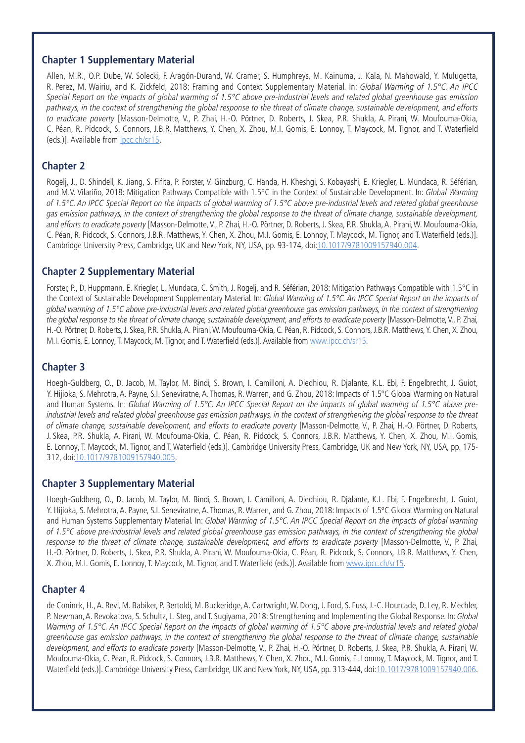## Chapter 1 Supplementary Material

Allen, M.R., O.P. Dube, W. Solecki, F. Aragón-Durand, W. Cramer, S. Humphreys, M. Kainuma, J. Kala, N. Mahowald, Y. Mulugetta, R. Perez, M. Wairiu, and K. Zickfeld, 2018: Framing and Context Supplementary Material. In: *Global Warming of 1.5°C. An IPCC Special Report on the impacts of global warming of 1.5°C above pre-industrial levels and related global greenhouse gas emission pathways, in the context of strengthening the global response to the threat of climate change, sustainable development, and efforts to eradicate poverty* [Masson-Delmotte, V., P. Zhai, H.-O. Pörtner, D. Roberts, J. Skea, P.R. Shukla, A. Pirani, W. Moufouma-Okia, C. Péan, R. Pidcock, S. Connors, J.B.R. Matthews, Y. Chen, X. Zhou, M.I. Gomis, E. Lonnoy, T. Maycock, M. Tignor, and T. Waterfield (eds.)]. Available from ipcc.ch/sr15.

## Chapter 2

Rogelj, J., D. Shindell, K. Jiang, S. Fifita, P. Forster, V. Ginzburg, C. Handa, H. Kheshgi, S. Kobayashi, E. Kriegler, L. Mundaca, R. Séférian, and M.V. Vilariño, 2018: Mitigation Pathways Compatible with 1.5°C in the Context of Sustainable Development. In: *Global Warming of 1.5°C. An IPCC Special Report on the impacts of global warming of 1.5°C above pre-industrial levels and related global greenhouse gas emission pathways, in the context of strengthening the global response to the threat of climate change, sustainable development, and efforts to eradicate poverty* [Masson-Delmotte, V., P. Zhai, H.-O. Pörtner, D. Roberts, J. Skea, P.R. Shukla, A. Pirani, W. Moufouma-Okia, C. Péan, R. Pidcock, S. Connors, J.B.R. Matthews, Y. Chen, X. Zhou, M.I. Gomis, E. Lonnoy, T. Maycock, M. Tignor, and T. Waterfield (eds.)]. Cambridge University Press, Cambridge, UK and New York, NY, USA, pp. 93-174, doi:10.1017/9781009157940.004.

## Chapter 2 Supplementary Material

Forster, P., D. Huppmann, E. Kriegler, L. Mundaca, C. Smith, J. Rogelj, and R. Séférian, 2018: Mitigation Pathways Compatible with 1.5°C in the Context of Sustainable Development Supplementary Material. In: *Global Warming of 1.5°C. An IPCC Special Report on the impacts of global warming of 1.5°C above pre-industrial levels and related global greenhouse gas emission pathways, in the context of strengthening the global response to the threat of climate change, sustainable development, and efforts to eradicate poverty* [Masson-Delmotte, V., P. Zhai, H.-O. Pörtner, D. Roberts, J. Skea, P.R. Shukla, A. Pirani, W. Moufouma-Okia, C. Péan, R. Pidcock, S. Connors, J.B.R. Matthews, Y. Chen, X. Zhou, M.I. Gomis, E. Lonnoy, T. Maycock, M. Tignor, and T. Waterfield (eds.)]. Available from www.ipcc.ch/sr15.

## Chapter 3

Hoegh-Guldberg, O., D. Jacob, M. Taylor, M. Bindi, S. Brown, I. Camilloni, A. Diedhiou, R. Djalante, K.L. Ebi, F. Engelbrecht, J. Guiot, Y. Hijioka, S. Mehrotra, A. Payne, S.I. Seneviratne, A. Thomas, R. Warren, and G. Zhou, 2018: Impacts of 1.5ºC Global Warming on Natural and Human Systems. In: *Global Warming of 1.5°C. An IPCC Special Report on the impacts of global warming of 1.5°C above pre-industrial levels and related global greenhouse gas emission pathways, in the context of strengthening the global response to the threat of climate change, sustainable development, and efforts to eradicate poverty* [Masson-Delmotte, V., P. Zhai, H.-O. Pörtner, D. Roberts, J. Skea, P.R. Shukla, A. Pirani, W. Moufouma-Okia, C. Péan, R. Pidcock, S. Connors, J.B.R. Matthews, Y. Chen, X. Zhou, M.I. Gomis, E. Lonnoy, T. Maycock, M. Tignor, and T. Waterfield (eds.)]. Cambridge University Press, Cambridge, UK and New York, NY, USA, pp. 175-312, doi:10.1017/9781009157940.005.

## Chapter 3 Supplementary Material

Hoegh-Guldberg, O., D. Jacob, M. Taylor, M. Bindi, S. Brown, I. Camilloni, A. Diedhiou, R. Djalante, K.L. Ebi, F. Engelbrecht, J. Guiot, Y. Hijioka, S. Mehrotra, A. Payne, S.I. Seneviratne, A. Thomas, R. Warren, and G. Zhou, 2018: Impacts of 1.5ºC Global Warming on Natural and Human Systems Supplementary Material. In: *Global Warming of 1.5°C. An IPCC Special Report on the impacts of global warming of 1.5°C above pre-industrial levels and related global greenhouse gas emission pathways, in the context of strengthening the global response to the threat of climate change, sustainable development, and efforts to eradicate poverty* [Masson-Delmotte, V., P. Zhai, H.-O. Pörtner, D. Roberts, J. Skea, P.R. Shukla, A. Pirani, W. Moufouma-Okia, C. Péan, R. Pidcock, S. Connors, J.B.R. Matthews, Y. Chen, X. Zhou, M.I. Gomis, E. Lonnoy, T. Maycock, M. Tignor, and T. Waterfield (eds.)]. Available from www.ipcc.ch/sr15.

## Chapter 4

de Coninck, H., A. Revi, M. Babiker, P. Bertoldi, M. Buckeridge, A. Cartwright, W. Dong, J. Ford, S. Fuss, J.-C. Hourcade, D. Ley, R. Mechler, P. Newman, A. Revokatova, S. Schultz, L. Steg, and T. Sugiyama, 2018: Strengthening and Implementing the Global Response. In: *Global Warming of 1.5°C. An IPCC Special Report on the impacts of global warming of 1.5°C above pre-industrial levels and related global greenhouse gas emission pathways, in the context of strengthening the global response to the threat of climate change, sustainable development, and efforts to eradicate poverty* [Masson-Delmotte, V., P. Zhai, H.-O. Pörtner, D. Roberts, J. Skea, P.R. Shukla, A. Pirani, W. Moufouma-Okia, C. Péan, R. Pidcock, S. Connors, J.B.R. Matthews, Y. Chen, X. Zhou, M.I. Gomis, E. Lonnoy, T. Maycock, M. Tignor, and T. Waterfield (eds.)]. Cambridge University Press, Cambridge, UK and New York, NY, USA, pp. 313-444, doi:10.1017/9781009157940.006.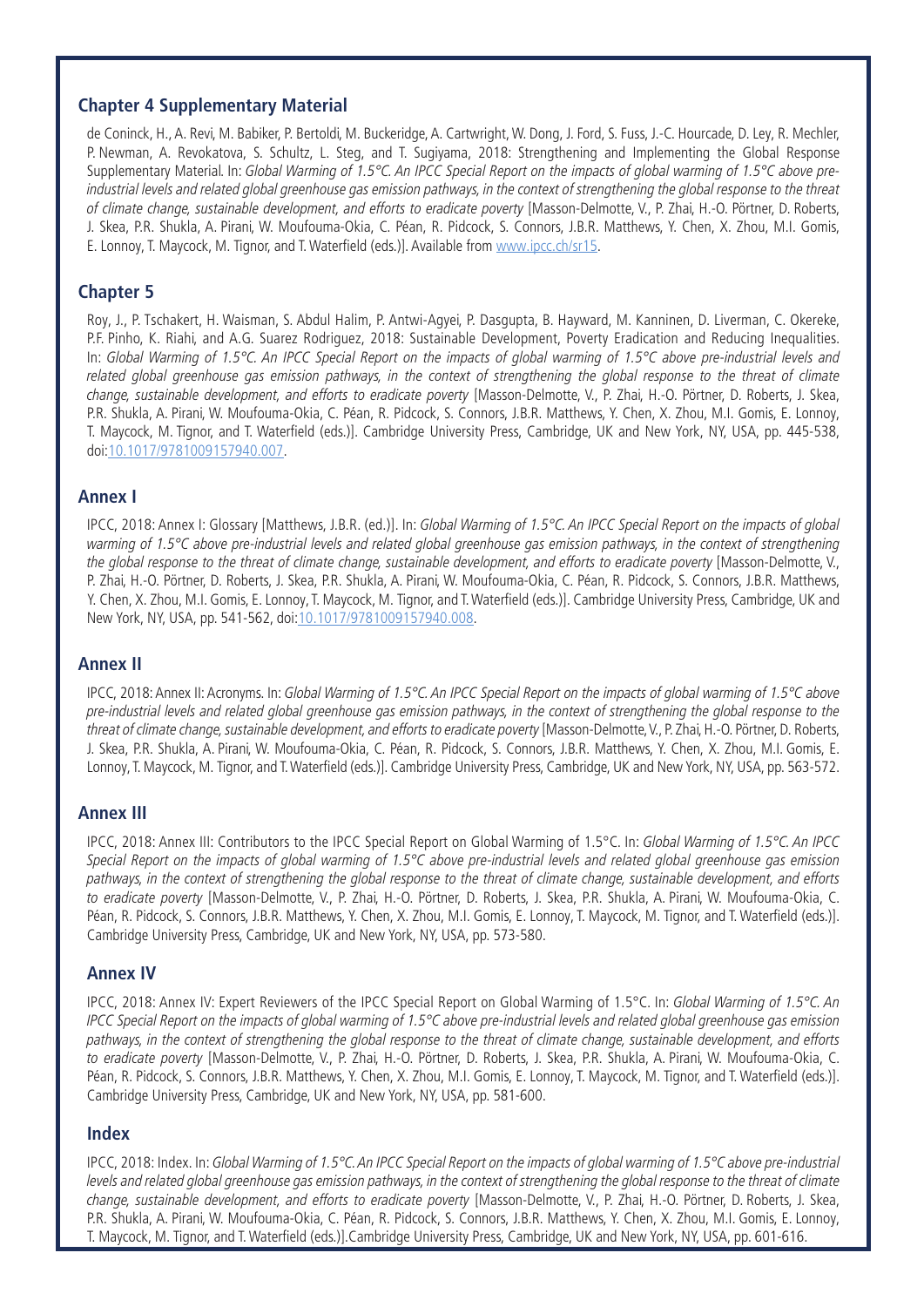## Chapter 4 Supplementary Material

de Coninck, H., A. Revi, M. Babiker, P. Bertoldi, M. Buckeridge, A. Cartwright, W. Dong, J. Ford, S. Fuss, J.-C. Hourcade, D. Ley, R. Mechler, P. Newman, A. Revokatova, S. Schultz, L. Steg, and T. Sugiyama, 2018: Strengthening and Implementing the Global Response Supplementary Material. In: *Global Warming of 1.5°C. An IPCC Special Report on the impacts of global warming of 1.5°C above pre-industrial levels and related global greenhouse gas emission pathways, in the context of strengthening the global response to the threat of climate change, sustainable development, and efforts to eradicate poverty* [Masson-Delmotte, V., P. Zhai, H.-O. Pörtner, D. Roberts, J. Skea, P.R. Shukla, A. Pirani, W. Moufouma-Okia, C. Péan, R. Pidcock, S. Connors, J.B.R. Matthews, Y. Chen, X. Zhou, M.I. Gomis, E. Lonnoy, T. Maycock, M. Tignor, and T. Waterfield (eds.)]. Available from www.ipcc.ch/sr15.

## Chapter 5

Roy, J., P. Tschakert, H. Waisman, S. Abdul Halim, P. Antwi-Agyei, P. Dasgupta, B. Hayward, M. Kanninen, D. Liverman, C. Okereke, P.F. Pinho, K. Riahi, and A.G. Suarez Rodriguez, 2018: Sustainable Development, Poverty Eradication and Reducing Inequalities. In: *Global Warming of 1.5°C. An IPCC Special Report on the impacts of global warming of 1.5°C above pre-industrial levels and related global greenhouse gas emission pathways, in the context of strengthening the global response to the threat of climate change, sustainable development, and efforts to eradicate poverty* [Masson-Delmotte, V., P. Zhai, H.-O. Pörtner, D. Roberts, J. Skea, P.R. Shukla, A. Pirani, W. Moufouma-Okia, C. Péan, R. Pidcock, S. Connors, J.B.R. Matthews, Y. Chen, X. Zhou, M.I. Gomis, E. Lonnoy, T. Maycock, M. Tignor, and T. Waterfield (eds.)]. Cambridge University Press, Cambridge, UK and New York, NY, USA, pp. 445-538, doi:10.1017/9781009157940.007.

## Annex I

IPCC, 2018: Annex I: Glossary [Matthews, J.B.R. (ed.)]. In: *Global Warming of 1.5°C. An IPCC Special Report on the impacts of global warming of 1.5°C above pre-industrial levels and related global greenhouse gas emission pathways, in the context of strengthening the global response to the threat of climate change, sustainable development, and efforts to eradicate poverty* [Masson-Delmotte, V., P. Zhai, H.-O. Pörtner, D. Roberts, J. Skea, P.R. Shukla, A. Pirani, W. Moufouma-Okia, C. Péan, R. Pidcock, S. Connors, J.B.R. Matthews, Y. Chen, X. Zhou, M.I. Gomis, E. Lonnoy, T. Maycock, M. Tignor, and T. Waterfield (eds.)]. Cambridge University Press, Cambridge, UK and New York, NY, USA, pp. 541-562, doi:10.1017/9781009157940.008.

## Annex II

IPCC, 2018: Annex II: Acronyms. In: *Global Warming of 1.5°C. An IPCC Special Report on the impacts of global warming of 1.5°C above pre-industrial levels and related global greenhouse gas emission pathways, in the context of strengthening the global response to the threat of climate change, sustainable development, and efforts to eradicate poverty* [Masson-Delmotte, V., P. Zhai, H.-O. Pörtner, D. Roberts, J. Skea, P.R. Shukla, A. Pirani, W. Moufouma-Okia, C. Péan, R. Pidcock, S. Connors, J.B.R. Matthews, Y. Chen, X. Zhou, M.I. Gomis, E. Lonnoy, T. Maycock, M. Tignor, and T. Waterfield (eds.)]. Cambridge University Press, Cambridge, UK and New York, NY, USA, pp. 563-572.

## Annex III

IPCC, 2018: Annex III: Contributors to the IPCC Special Report on Global Warming of 1.5°C. In: *Global Warming of 1.5°C. An IPCC Special Report on the impacts of global warming of 1.5°C above pre-industrial levels and related global greenhouse gas emission pathways, in the context of strengthening the global response to the threat of climate change, sustainable development, and efforts to eradicate poverty* [Masson-Delmotte, V., P. Zhai, H.-O. Pörtner, D. Roberts, J. Skea, P.R. Shukla, A. Pirani, W. Moufouma-Okia, C. Péan, R. Pidcock, S. Connors, J.B.R. Matthews, Y. Chen, X. Zhou, M.I. Gomis, E. Lonnoy, T. Maycock, M. Tignor, and T. Waterfield (eds.)]. Cambridge University Press, Cambridge, UK and New York, NY, USA, pp. 573-580.

## Annex IV

IPCC, 2018: Annex IV: Expert Reviewers of the IPCC Special Report on Global Warming of 1.5°C. In: *Global Warming of 1.5°C. An IPCC Special Report on the impacts of global warming of 1.5°C above pre-industrial levels and related global greenhouse gas emission pathways, in the context of strengthening the global response to the threat of climate change, sustainable development, and efforts to eradicate poverty* [Masson-Delmotte, V., P. Zhai, H.-O. Pörtner, D. Roberts, J. Skea, P.R. Shukla, A. Pirani, W. Moufouma-Okia, C. Péan, R. Pidcock, S. Connors, J.B.R. Matthews, Y. Chen, X. Zhou, M.I. Gomis, E. Lonnoy, T. Maycock, M. Tignor, and T. Waterfield (eds.)]. Cambridge University Press, Cambridge, UK and New York, NY, USA, pp. 581-600.

## Index

IPCC, 2018: Index. In: *Global Warming of 1.5°C. An IPCC Special Report on the impacts of global warming of 1.5°C above pre-industrial levels and related global greenhouse gas emission pathways, in the context of strengthening the global response to the threat of climate change, sustainable development, and efforts to eradicate poverty* [Masson-Delmotte, V., P. Zhai, H.-O. Pörtner, D. Roberts, J. Skea, P.R. Shukla, A. Pirani, W. Moufouma-Okia, C. Péan, R. Pidcock, S. Connors, J.B.R. Matthews, Y. Chen, X. Zhou, M.I. Gomis, E. Lonnoy, T. Maycock, M. Tignor, and T. Waterfield (eds.)].Cambridge University Press, Cambridge, UK and New York, NY, USA, pp. 601-616.